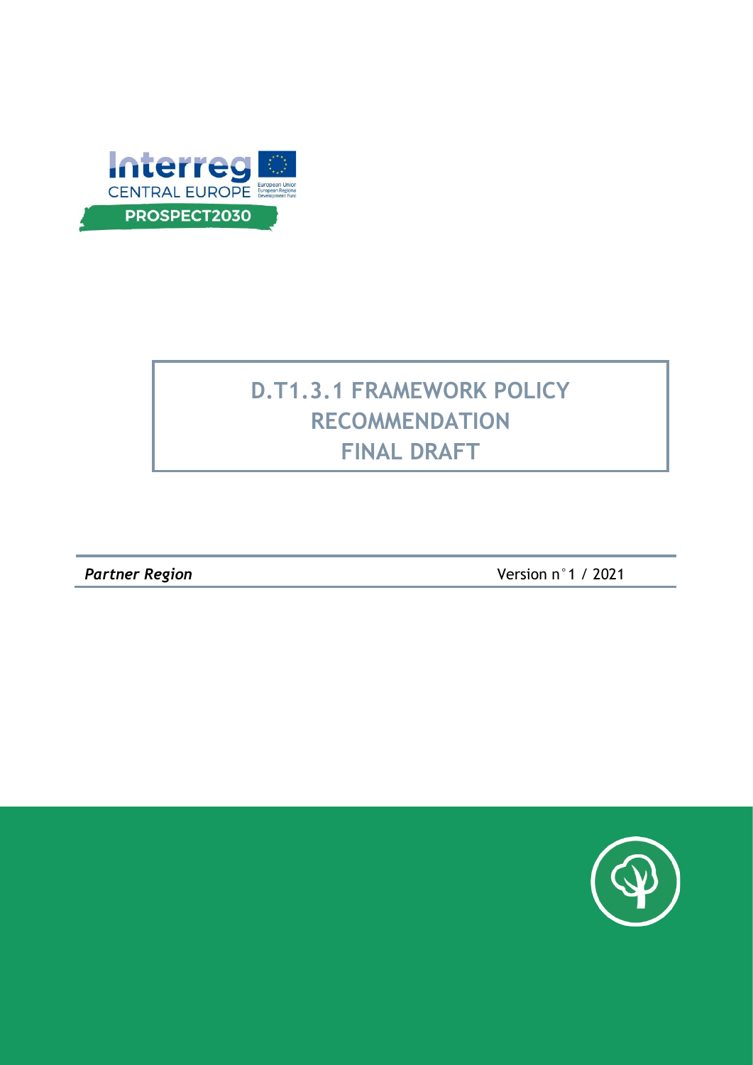Interreg
CENTRAL EUROPE
European Union
European Regional Development Fund

PROSPECT2030

# D.T1.3.1 FRAMEWORK POLICY RECOMMENDATION FINAL DRAFT

***Partner Region*** Version n°1 / 2021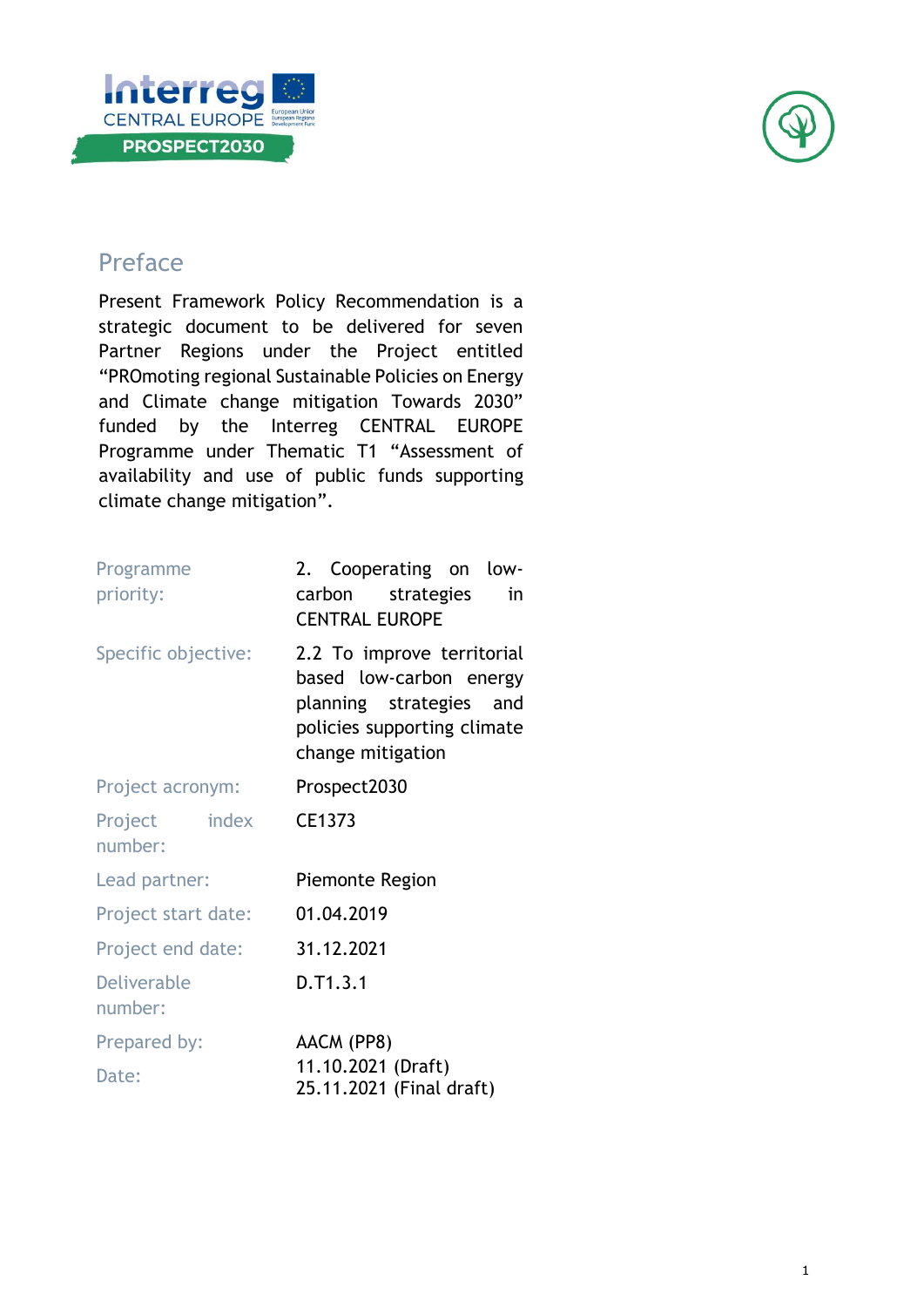## Preface

Present Framework Policy Recommendation is a strategic document to be delivered for seven Partner Regions under the Project entitled "PROmoting regional Sustainable Policies on Energy and Climate change mitigation Towards 2030" funded by the Interreg CENTRAL EUROPE Programme under Thematic T1 "Assessment of availability and use of public funds supporting climate change mitigation".

| | |
|---|---|
| Programme priority: | 2. Cooperating on low-carbon strategies in CENTRAL EUROPE |
| Specific objective: | 2.2 To improve territorial based low-carbon energy planning strategies and policies supporting climate change mitigation |
| Project acronym: | Prospect2030 |
| Project index number: | CE1373 |
| Lead partner: | Piemonte Region |
| Project start date: | 01.04.2019 |
| Project end date: | 31.12.2021 |
| Deliverable number: | D.T1.3.1 |
| Prepared by: | AACM (PP8) |
| Date: | 11.10.2021 (Draft)<br>25.11.2021 (Final draft) |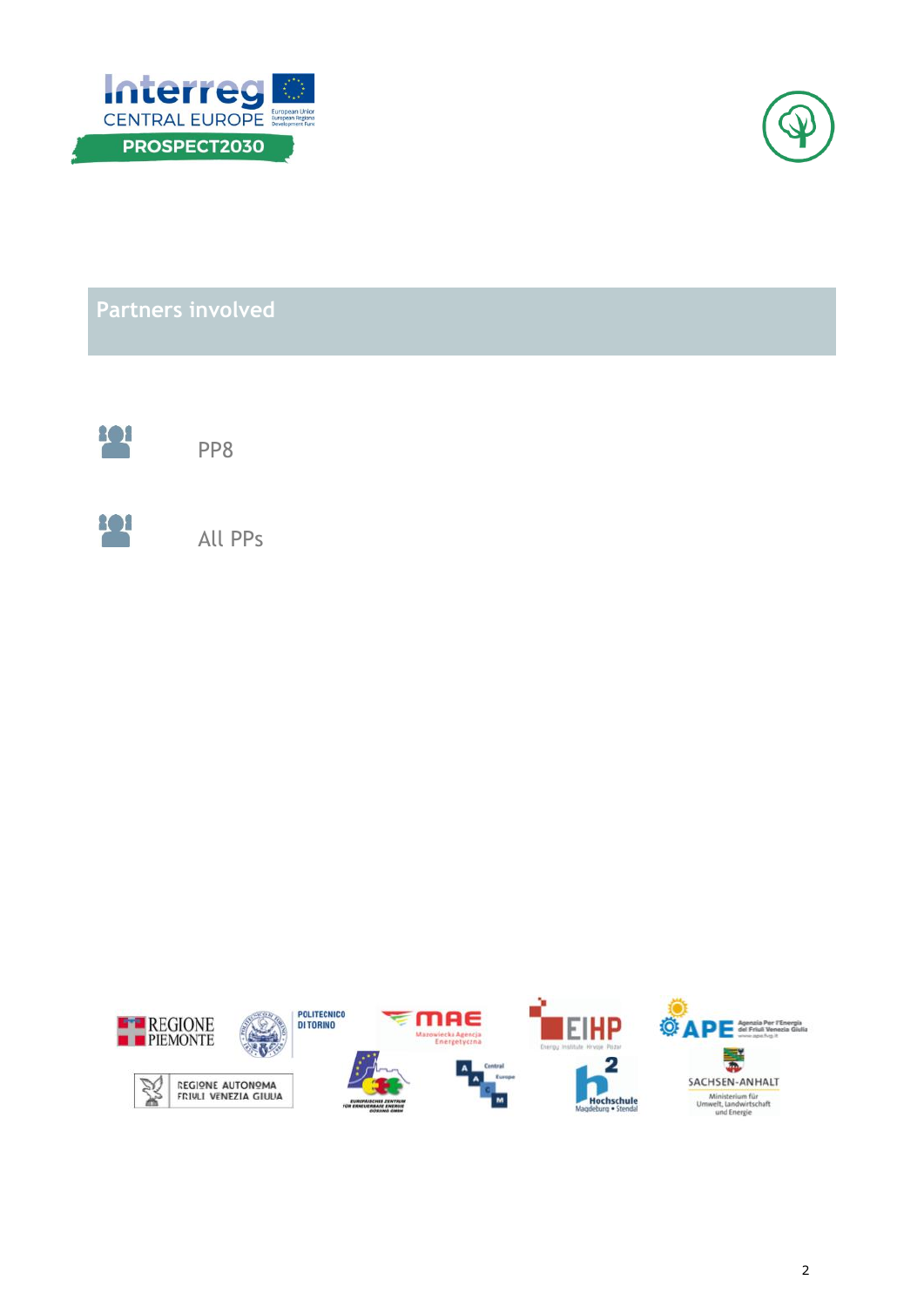## Partners involved

PP8

All PPs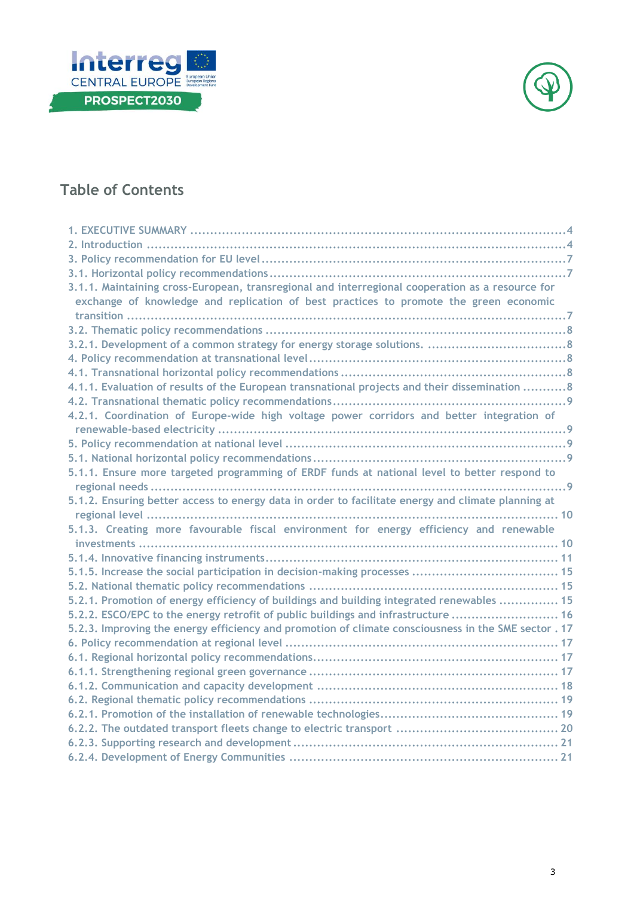## Table of Contents

1. EXECUTIVE SUMMARY ....................................................................................................4
2. Introduction ...............................................................................................................4
3. Policy recommendation for EU level .............................................................................7
3.1. Horizontal policy recommendations ...........................................................................7
3.1.1. Maintaining cross-European, transregional and interregional cooperation as a resource for exchange of knowledge and replication of best practices to promote the green economic transition ...................................................................................................................7
3.2. Thematic policy recommendations .............................................................................8
3.2.1. Development of a common strategy for energy storage solutions. ...................................8
4. Policy recommendation at transnational level .................................................................8
4.1. Transnational horizontal policy recommendations .........................................................8
4.1.1. Evaluation of results of the European transnational projects and their dissemination ...........8
4.2. Transnational thematic policy recommendations ...........................................................9
4.2.1. Coordination of Europe-wide high voltage power corridors and better integration of renewable-based electricity ..........................................................................................9
5. Policy recommendation at national level .......................................................................9
5.1. National horizontal policy recommendations ................................................................9
5.1.1. Ensure more targeted programming of ERDF funds at national level to better respond to regional needs ..............................................................................................................9
5.1.2. Ensuring better access to energy data in order to facilitate energy and climate planning at regional level ............................................................................................................ 10
5.1.3. Creating more favourable fiscal environment for energy efficiency and renewable investments .............................................................................................................. 10
5.1.4. Innovative financing instruments .............................................................................. 11
5.1.5. Increase the social participation in decision-making processes ..................................... 15
5.2. National thematic policy recommendations ............................................................... 15
5.2.1. Promotion of energy efficiency of buildings and building integrated renewables ............... 15
5.2.2. ESCO/EPC to the energy retrofit of public buildings and infrastructure ........................... 16
5.2.3. Improving the energy efficiency and promotion of climate consciousness in the SME sector . 17
6. Policy recommendation at regional level ...................................................................... 17
6.1. Regional horizontal policy recommendations .............................................................. 17
6.1.1. Strengthening regional green governance ................................................................ 17
6.1.2. Communication and capacity development ............................................................... 18
6.2. Regional thematic policy recommendations ............................................................... 19
6.2.1. Promotion of the installation of renewable technologies ............................................. 19
6.2.2. The outdated transport fleets change to electric transport .......................................... 20
6.2.3. Supporting research and development ..................................................................... 21
6.2.4. Development of Energy Communities ...................................................................... 21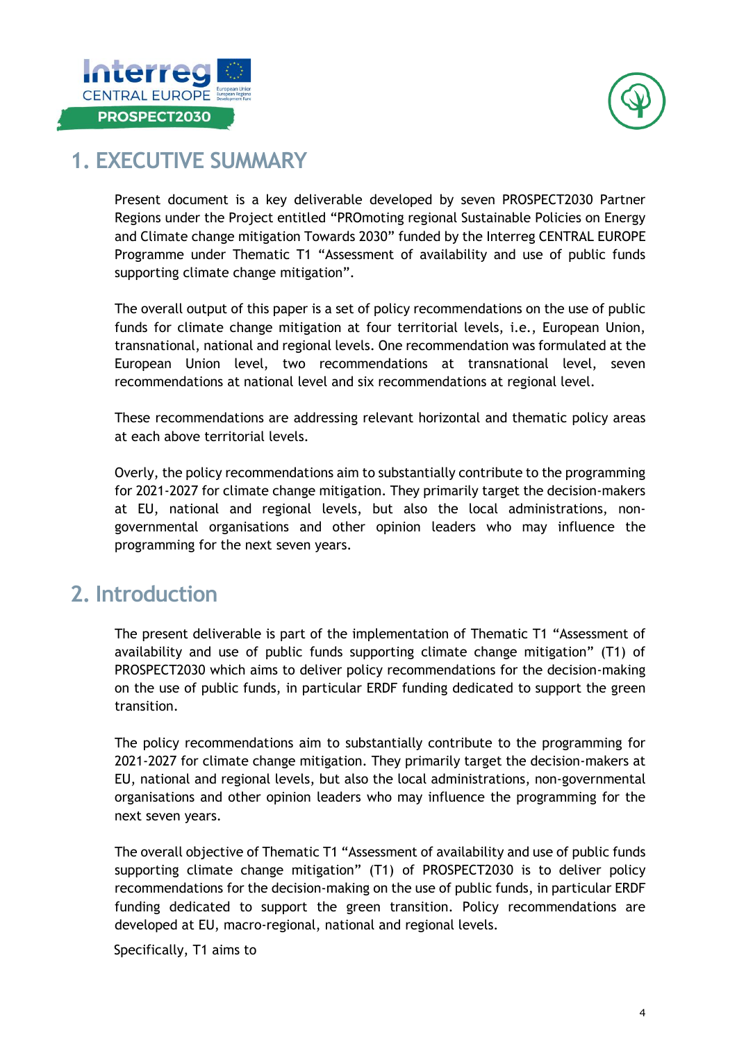# 1. EXECUTIVE SUMMARY

Present document is a key deliverable developed by seven PROSPECT2030 Partner Regions under the Project entitled "PROmoting regional Sustainable Policies on Energy and Climate change mitigation Towards 2030" funded by the Interreg CENTRAL EUROPE Programme under Thematic T1 "Assessment of availability and use of public funds supporting climate change mitigation".

The overall output of this paper is a set of policy recommendations on the use of public funds for climate change mitigation at four territorial levels, i.e., European Union, transnational, national and regional levels. One recommendation was formulated at the European Union level, two recommendations at transnational level, seven recommendations at national level and six recommendations at regional level.

These recommendations are addressing relevant horizontal and thematic policy areas at each above territorial levels.

Overly, the policy recommendations aim to substantially contribute to the programming for 2021-2027 for climate change mitigation. They primarily target the decision-makers at EU, national and regional levels, but also the local administrations, non-governmental organisations and other opinion leaders who may influence the programming for the next seven years.

# 2. Introduction

The present deliverable is part of the implementation of Thematic T1 "Assessment of availability and use of public funds supporting climate change mitigation" (T1) of PROSPECT2030 which aims to deliver policy recommendations for the decision-making on the use of public funds, in particular ERDF funding dedicated to support the green transition.

The policy recommendations aim to substantially contribute to the programming for 2021-2027 for climate change mitigation. They primarily target the decision-makers at EU, national and regional levels, but also the local administrations, non-governmental organisations and other opinion leaders who may influence the programming for the next seven years.

The overall objective of Thematic T1 "Assessment of availability and use of public funds supporting climate change mitigation" (T1) of PROSPECT2030 is to deliver policy recommendations for the decision-making on the use of public funds, in particular ERDF funding dedicated to support the green transition. Policy recommendations are developed at EU, macro-regional, national and regional levels.

Specifically, T1 aims to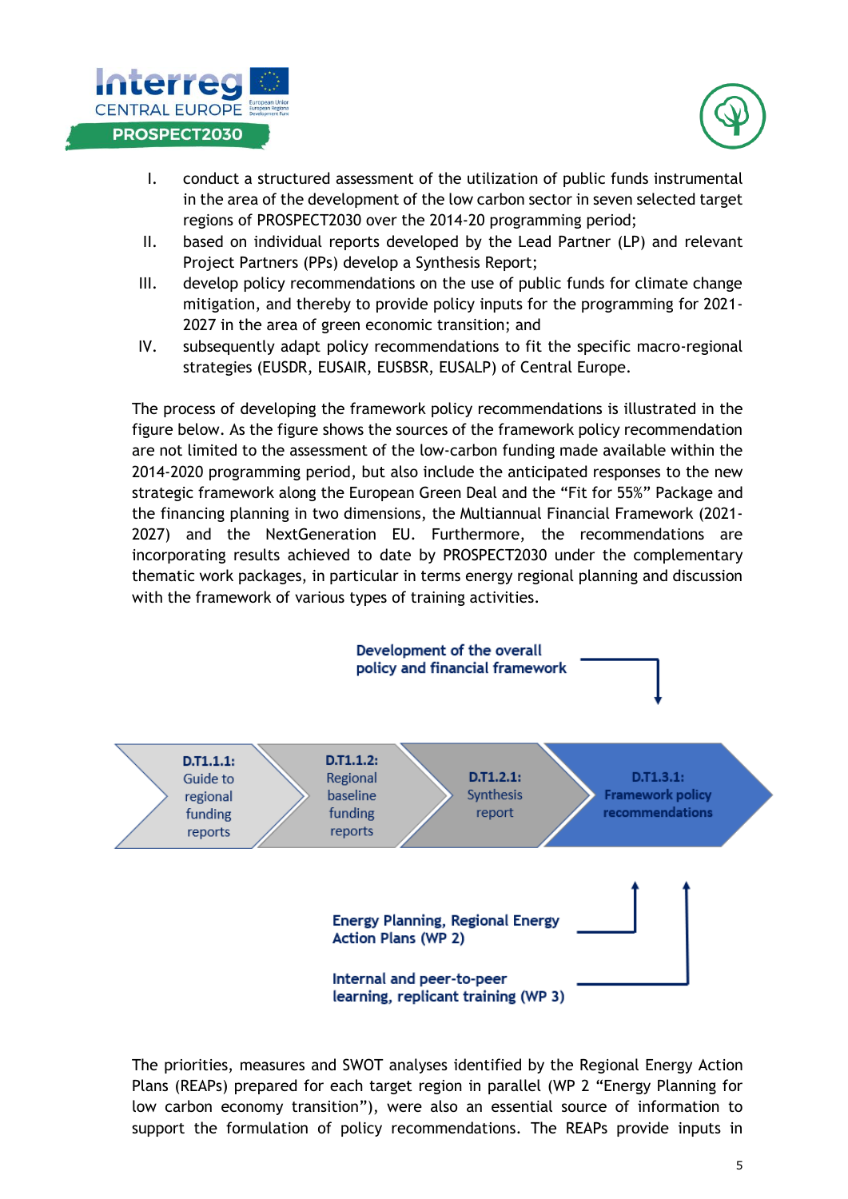I. conduct a structured assessment of the utilization of public funds instrumental in the area of the development of the low carbon sector in seven selected target regions of PROSPECT2030 over the 2014-20 programming period;
II. based on individual reports developed by the Lead Partner (LP) and relevant Project Partners (PPs) develop a Synthesis Report;
III. develop policy recommendations on the use of public funds for climate change mitigation, and thereby to provide policy inputs for the programming for 2021-2027 in the area of green economic transition; and
IV. subsequently adapt policy recommendations to fit the specific macro-regional strategies (EUSDR, EUSAIR, EUSBSR, EUSALP) of Central Europe.

The process of developing the framework policy recommendations is illustrated in the figure below. As the figure shows the sources of the framework policy recommendation are not limited to the assessment of the low-carbon funding made available within the 2014-2020 programming period, but also include the anticipated responses to the new strategic framework along the European Green Deal and the "Fit for 55%" Package and the financing planning in two dimensions, the Multiannual Financial Framework (2021-2027) and the NextGeneration EU. Furthermore, the recommendations are incorporating results achieved to date by PROSPECT2030 under the complementary thematic work packages, in particular in terms energy regional planning and discussion with the framework of various types of training activities.

**Development of the overall policy and financial framework**

**D.T1.1.1:** Guide to regional funding reports → **D.T1.1.2:** Regional baseline funding reports → **D.T1.2.1:** Synthesis report → **D.T1.3.1: Framework policy recommendations**

**Energy Planning, Regional Energy Action Plans (WP 2)**

**Internal and peer-to-peer learning, replicant training (WP 3)**

The priorities, measures and SWOT analyses identified by the Regional Energy Action Plans (REAPs) prepared for each target region in parallel (WP 2 "Energy Planning for low carbon economy transition"), were also an essential source of information to support the formulation of policy recommendations. The REAPs provide inputs in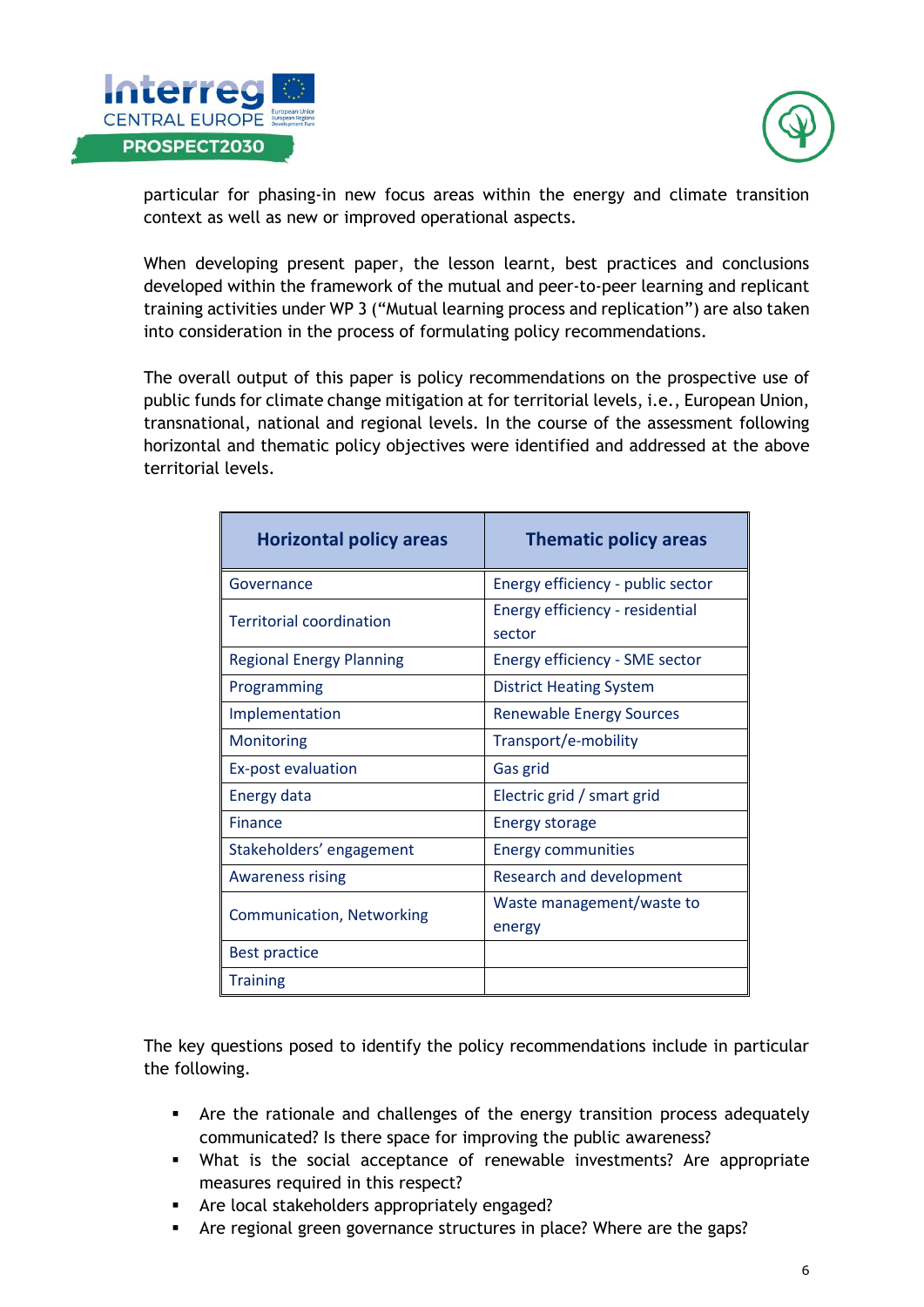particular for phasing-in new focus areas within the energy and climate transition context as well as new or improved operational aspects.

When developing present paper, the lesson learnt, best practices and conclusions developed within the framework of the mutual and peer-to-peer learning and replicant training activities under WP 3 ("Mutual learning process and replication") are also taken into consideration in the process of formulating policy recommendations.

The overall output of this paper is policy recommendations on the prospective use of public funds for climate change mitigation at for territorial levels, i.e., European Union, transnational, national and regional levels. In the course of the assessment following horizontal and thematic policy objectives were identified and addressed at the above territorial levels.

| Horizontal policy areas | Thematic policy areas |
|---|---|
| Governance | Energy efficiency - public sector |
| Territorial coordination | Energy efficiency - residential sector |
| Regional Energy Planning | Energy efficiency - SME sector |
| Programming | District Heating System |
| Implementation | Renewable Energy Sources |
| Monitoring | Transport/e-mobility |
| Ex-post evaluation | Gas grid |
| Energy data | Electric grid / smart grid |
| Finance | Energy storage |
| Stakeholders' engagement | Energy communities |
| Awareness rising | Research and development |
| Communication, Networking | Waste management/waste to energy |
| Best practice | |
| Training | |

The key questions posed to identify the policy recommendations include in particular the following.

- Are the rationale and challenges of the energy transition process adequately communicated? Is there space for improving the public awareness?
- What is the social acceptance of renewable investments? Are appropriate measures required in this respect?
- Are local stakeholders appropriately engaged?
- Are regional green governance structures in place? Where are the gaps?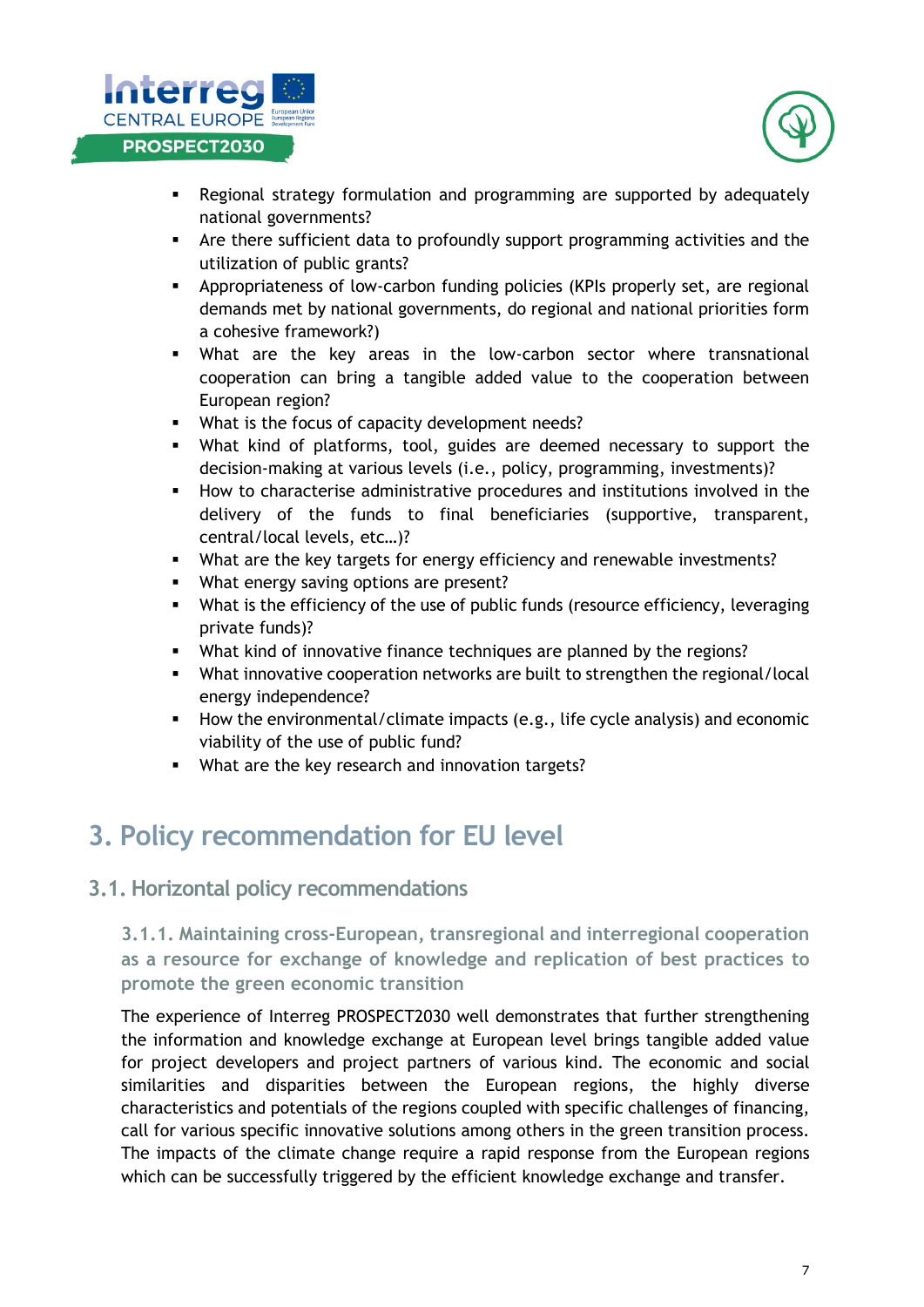- Regional strategy formulation and programming are supported by adequately national governments?
- Are there sufficient data to profoundly support programming activities and the utilization of public grants?
- Appropriateness of low-carbon funding policies (KPIs properly set, are regional demands met by national governments, do regional and national priorities form a cohesive framework?)
- What are the key areas in the low-carbon sector where transnational cooperation can bring a tangible added value to the cooperation between European region?
- What is the focus of capacity development needs?
- What kind of platforms, tool, guides are deemed necessary to support the decision-making at various levels (i.e., policy, programming, investments)?
- How to characterise administrative procedures and institutions involved in the delivery of the funds to final beneficiaries (supportive, transparent, central/local levels, etc…)?
- What are the key targets for energy efficiency and renewable investments?
- What energy saving options are present?
- What is the efficiency of the use of public funds (resource efficiency, leveraging private funds)?
- What kind of innovative finance techniques are planned by the regions?
- What innovative cooperation networks are built to strengthen the regional/local energy independence?
- How the environmental/climate impacts (e.g., life cycle analysis) and economic viability of the use of public fund?
- What are the key research and innovation targets?

# 3. Policy recommendation for EU level

## 3.1. Horizontal policy recommendations

### 3.1.1. Maintaining cross-European, transregional and interregional cooperation as a resource for exchange of knowledge and replication of best practices to promote the green economic transition

The experience of Interreg PROSPECT2030 well demonstrates that further strengthening the information and knowledge exchange at European level brings tangible added value for project developers and project partners of various kind. The economic and social similarities and disparities between the European regions, the highly diverse characteristics and potentials of the regions coupled with specific challenges of financing, call for various specific innovative solutions among others in the green transition process. The impacts of the climate change require a rapid response from the European regions which can be successfully triggered by the efficient knowledge exchange and transfer.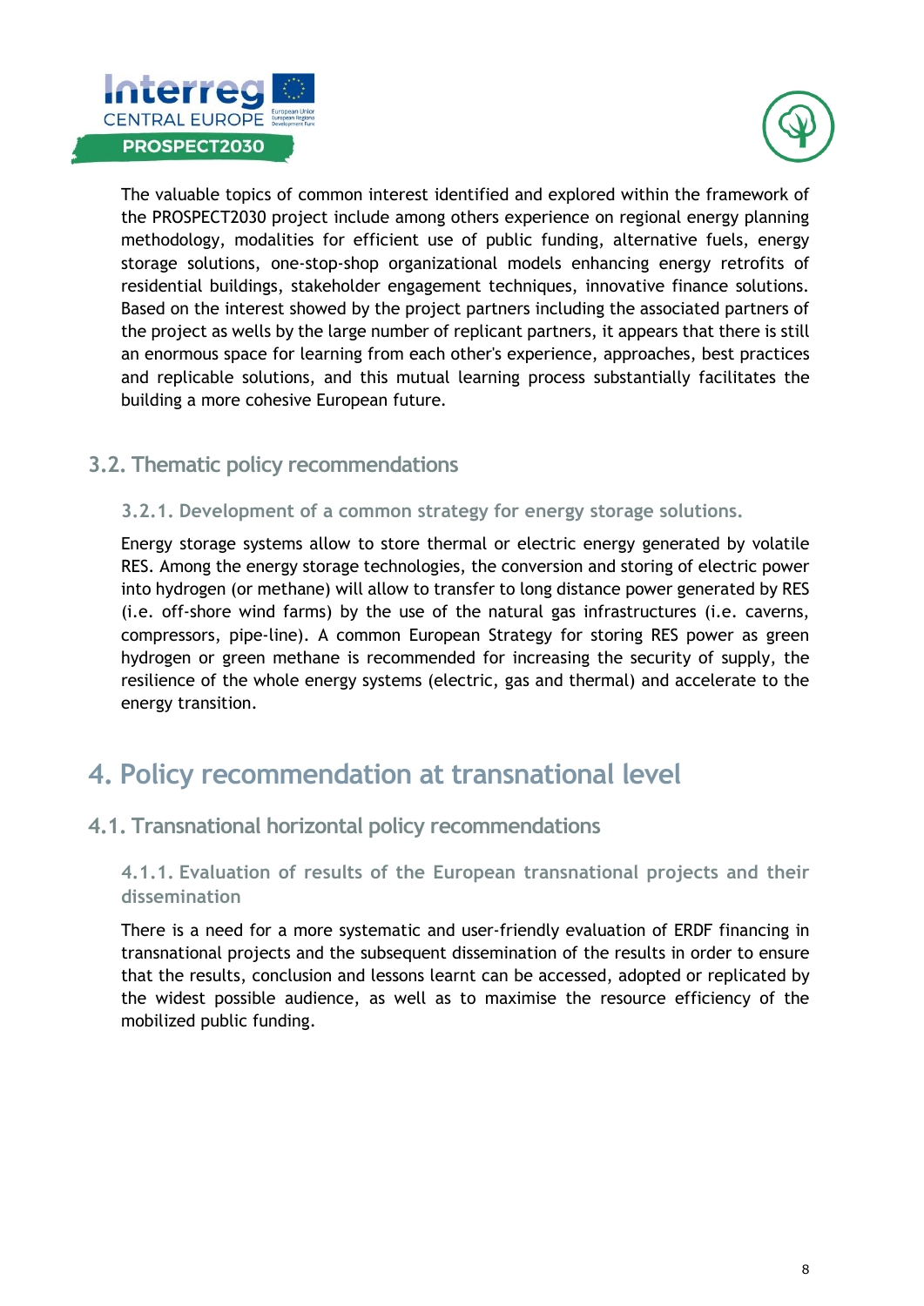The valuable topics of common interest identified and explored within the framework of the PROSPECT2030 project include among others experience on regional energy planning methodology, modalities for efficient use of public funding, alternative fuels, energy storage solutions, one-stop-shop organizational models enhancing energy retrofits of residential buildings, stakeholder engagement techniques, innovative finance solutions. Based on the interest showed by the project partners including the associated partners of the project as wells by the large number of replicant partners, it appears that there is still an enormous space for learning from each other's experience, approaches, best practices and replicable solutions, and this mutual learning process substantially facilitates the building a more cohesive European future.

## 3.2. Thematic policy recommendations

### 3.2.1. Development of a common strategy for energy storage solutions.

Energy storage systems allow to store thermal or electric energy generated by volatile RES. Among the energy storage technologies, the conversion and storing of electric power into hydrogen (or methane) will allow to transfer to long distance power generated by RES (i.e. off-shore wind farms) by the use of the natural gas infrastructures (i.e. caverns, compressors, pipe-line). A common European Strategy for storing RES power as green hydrogen or green methane is recommended for increasing the security of supply, the resilience of the whole energy systems (electric, gas and thermal) and accelerate to the energy transition.

# 4. Policy recommendation at transnational level

## 4.1. Transnational horizontal policy recommendations

### 4.1.1. Evaluation of results of the European transnational projects and their dissemination

There is a need for a more systematic and user-friendly evaluation of ERDF financing in transnational projects and the subsequent dissemination of the results in order to ensure that the results, conclusion and lessons learnt can be accessed, adopted or replicated by the widest possible audience, as well as to maximise the resource efficiency of the mobilized public funding.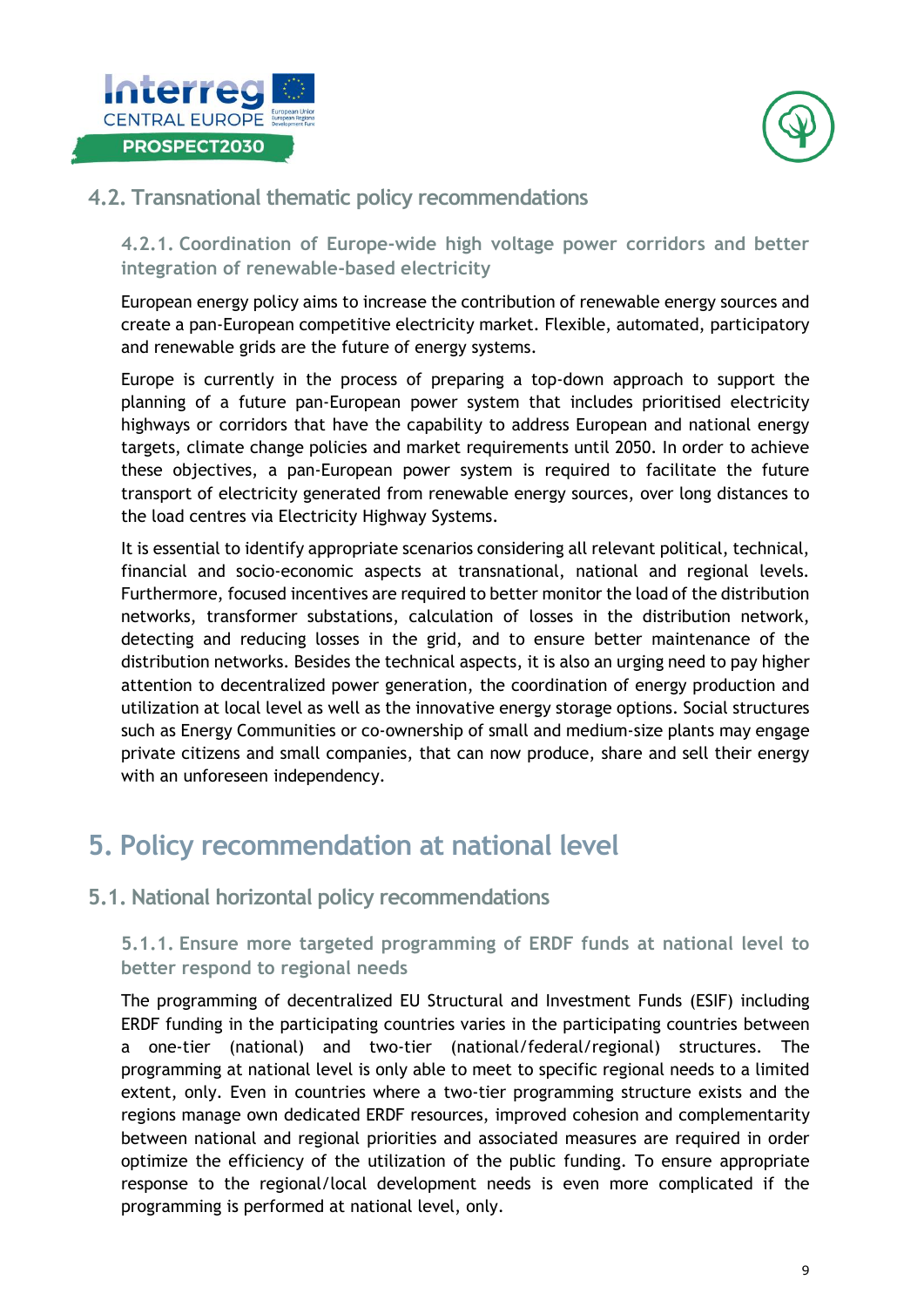### 4.2. Transnational thematic policy recommendations

#### 4.2.1. Coordination of Europe-wide high voltage power corridors and better integration of renewable-based electricity

European energy policy aims to increase the contribution of renewable energy sources and create a pan-European competitive electricity market. Flexible, automated, participatory and renewable grids are the future of energy systems.

Europe is currently in the process of preparing a top-down approach to support the planning of a future pan-European power system that includes prioritised electricity highways or corridors that have the capability to address European and national energy targets, climate change policies and market requirements until 2050. In order to achieve these objectives, a pan-European power system is required to facilitate the future transport of electricity generated from renewable energy sources, over long distances to the load centres via Electricity Highway Systems.

It is essential to identify appropriate scenarios considering all relevant political, technical, financial and socio-economic aspects at transnational, national and regional levels. Furthermore, focused incentives are required to better monitor the load of the distribution networks, transformer substations, calculation of losses in the distribution network, detecting and reducing losses in the grid, and to ensure better maintenance of the distribution networks. Besides the technical aspects, it is also an urging need to pay higher attention to decentralized power generation, the coordination of energy production and utilization at local level as well as the innovative energy storage options. Social structures such as Energy Communities or co-ownership of small and medium-size plants may engage private citizens and small companies, that can now produce, share and sell their energy with an unforeseen independency.

## 5. Policy recommendation at national level

### 5.1. National horizontal policy recommendations

#### 5.1.1. Ensure more targeted programming of ERDF funds at national level to better respond to regional needs

The programming of decentralized EU Structural and Investment Funds (ESIF) including ERDF funding in the participating countries varies in the participating countries between a one-tier (national) and two-tier (national/federal/regional) structures. The programming at national level is only able to meet to specific regional needs to a limited extent, only. Even in countries where a two-tier programming structure exists and the regions manage own dedicated ERDF resources, improved cohesion and complementarity between national and regional priorities and associated measures are required in order optimize the efficiency of the utilization of the public funding. To ensure appropriate response to the regional/local development needs is even more complicated if the programming is performed at national level, only.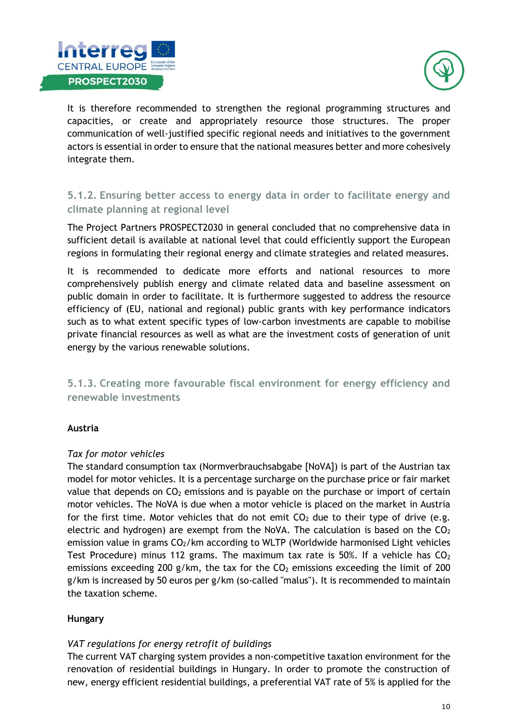It is therefore recommended to strengthen the regional programming structures and capacities, or create and appropriately resource those structures. The proper communication of well-justified specific regional needs and initiatives to the government actors is essential in order to ensure that the national measures better and more cohesively integrate them.

### 5.1.2. Ensuring better access to energy data in order to facilitate energy and climate planning at regional level

The Project Partners PROSPECT2030 in general concluded that no comprehensive data in sufficient detail is available at national level that could efficiently support the European regions in formulating their regional energy and climate strategies and related measures.

It is recommended to dedicate more efforts and national resources to more comprehensively publish energy and climate related data and baseline assessment on public domain in order to facilitate. It is furthermore suggested to address the resource efficiency of (EU, national and regional) public grants with key performance indicators such as to what extent specific types of low-carbon investments are capable to mobilise private financial resources as well as what are the investment costs of generation of unit energy by the various renewable solutions.

### 5.1.3. Creating more favourable fiscal environment for energy efficiency and renewable investments

**Austria**

*Tax for motor vehicles*

The standard consumption tax (Normverbrauchsabgabe [NoVA]) is part of the Austrian tax model for motor vehicles. It is a percentage surcharge on the purchase price or fair market value that depends on $CO_2$ emissions and is payable on the purchase or import of certain motor vehicles. The NoVA is due when a motor vehicle is placed on the market in Austria for the first time. Motor vehicles that do not emit $CO_2$ due to their type of drive (e.g. electric and hydrogen) are exempt from the NoVA. The calculation is based on the $CO_2$ emission value in grams $CO_2$/km according to WLTP (Worldwide harmonised Light vehicles Test Procedure) minus 112 grams. The maximum tax rate is 50%. If a vehicle has $CO_2$ emissions exceeding 200 g/km, the tax for the $CO_2$ emissions exceeding the limit of 200 g/km is increased by 50 euros per g/km (so-called "malus"). It is recommended to maintain the taxation scheme.

**Hungary**

*VAT regulations for energy retrofit of buildings*

The current VAT charging system provides a non-competitive taxation environment for the renovation of residential buildings in Hungary. In order to promote the construction of new, energy efficient residential buildings, a preferential VAT rate of 5% is applied for the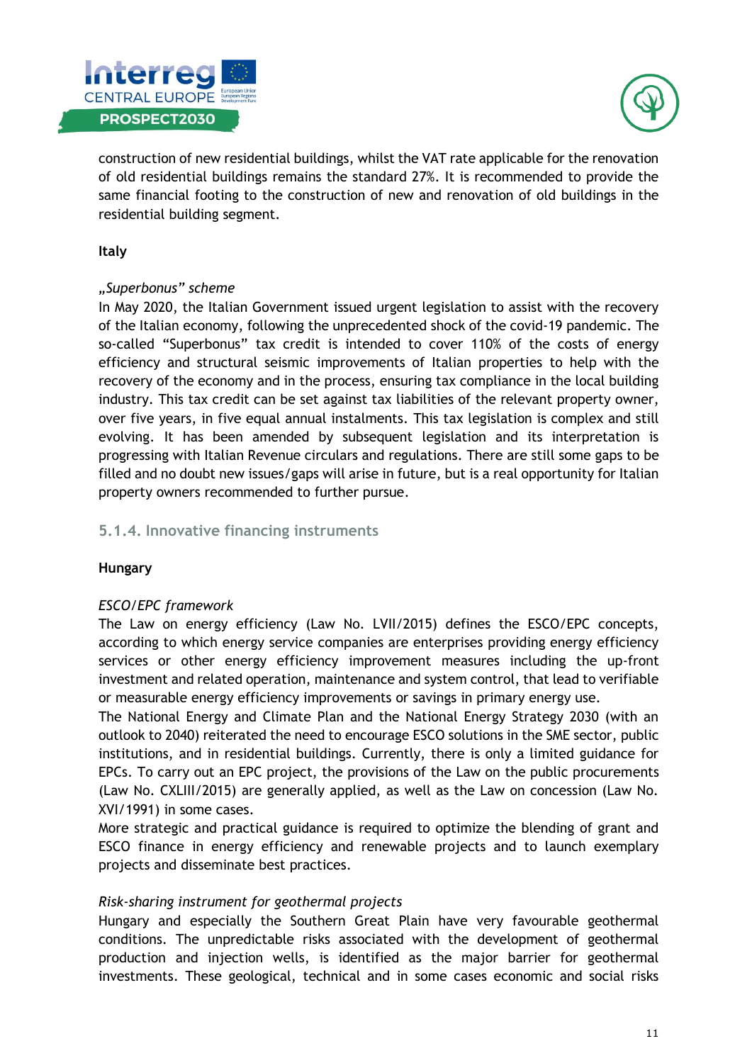construction of new residential buildings, whilst the VAT rate applicable for the renovation of old residential buildings remains the standard 27%. It is recommended to provide the same financial footing to the construction of new and renovation of old buildings in the residential building segment.

**Italy**

*„Superbonus" scheme*

In May 2020, the Italian Government issued urgent legislation to assist with the recovery of the Italian economy, following the unprecedented shock of the covid-19 pandemic. The so-called "Superbonus" tax credit is intended to cover 110% of the costs of energy efficiency and structural seismic improvements of Italian properties to help with the recovery of the economy and in the process, ensuring tax compliance in the local building industry. This tax credit can be set against tax liabilities of the relevant property owner, over five years, in five equal annual instalments. This tax legislation is complex and still evolving. It has been amended by subsequent legislation and its interpretation is progressing with Italian Revenue circulars and regulations. There are still some gaps to be filled and no doubt new issues/gaps will arise in future, but is a real opportunity for Italian property owners recommended to further pursue.

### 5.1.4. Innovative financing instruments

**Hungary**

*ESCO/EPC framework*

The Law on energy efficiency (Law No. LVII/2015) defines the ESCO/EPC concepts, according to which energy service companies are enterprises providing energy efficiency services or other energy efficiency improvement measures including the up-front investment and related operation, maintenance and system control, that lead to verifiable or measurable energy efficiency improvements or savings in primary energy use.

The National Energy and Climate Plan and the National Energy Strategy 2030 (with an outlook to 2040) reiterated the need to encourage ESCO solutions in the SME sector, public institutions, and in residential buildings. Currently, there is only a limited guidance for EPCs. To carry out an EPC project, the provisions of the Law on the public procurements (Law No. CXLIII/2015) are generally applied, as well as the Law on concession (Law No. XVI/1991) in some cases.

More strategic and practical guidance is required to optimize the blending of grant and ESCO finance in energy efficiency and renewable projects and to launch exemplary projects and disseminate best practices.

*Risk-sharing instrument for geothermal projects*

Hungary and especially the Southern Great Plain have very favourable geothermal conditions. The unpredictable risks associated with the development of geothermal production and injection wells, is identified as the major barrier for geothermal investments. These geological, technical and in some cases economic and social risks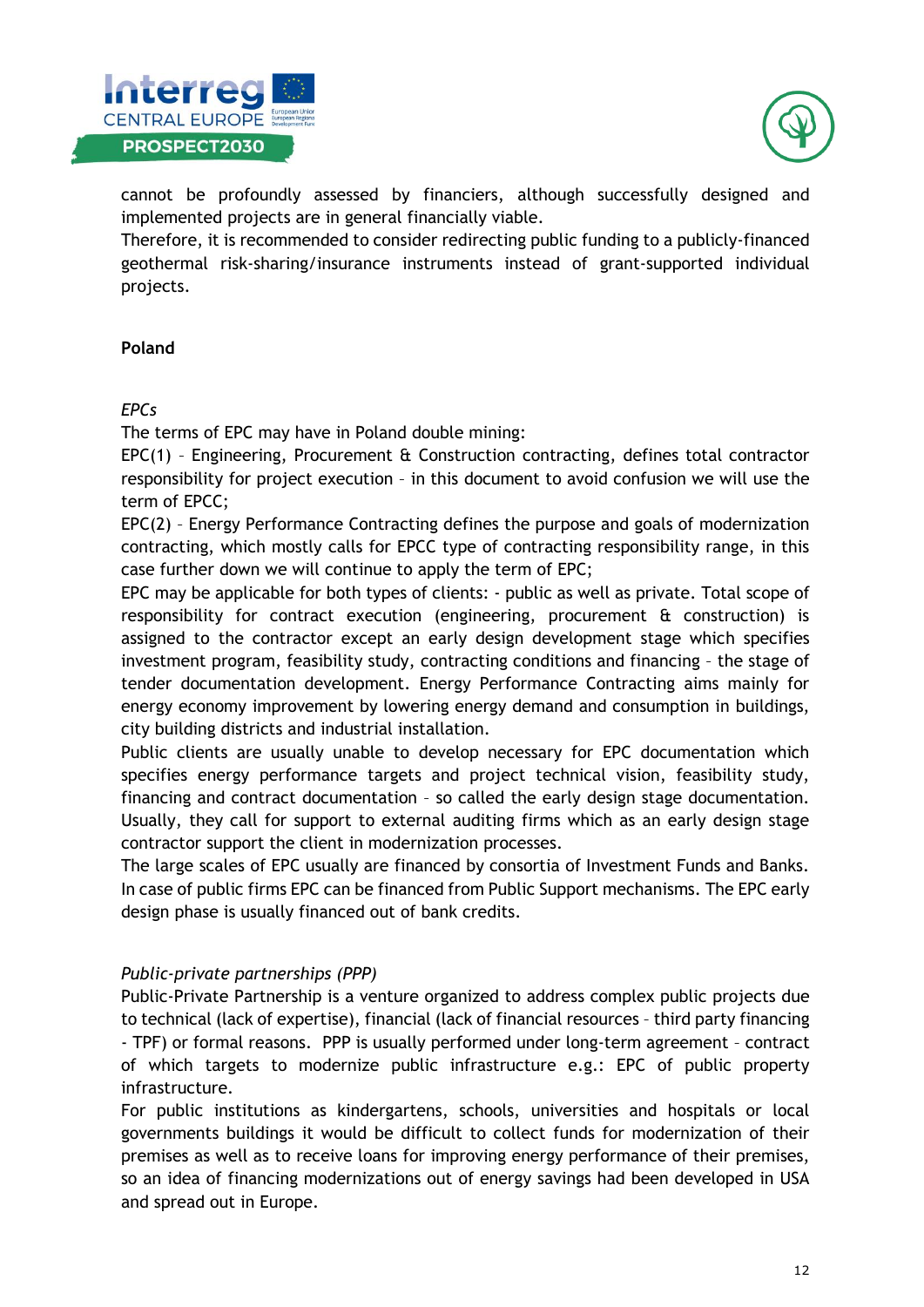cannot be profoundly assessed by financiers, although successfully designed and implemented projects are in general financially viable.

Therefore, it is recommended to consider redirecting public funding to a publicly-financed geothermal risk-sharing/insurance instruments instead of grant-supported individual projects.

**Poland**

*EPCs*

The terms of EPC may have in Poland double mining:

EPC(1) – Engineering, Procurement & Construction contracting, defines total contractor responsibility for project execution – in this document to avoid confusion we will use the term of EPCC;

EPC(2) – Energy Performance Contracting defines the purpose and goals of modernization contracting, which mostly calls for EPCC type of contracting responsibility range, in this case further down we will continue to apply the term of EPC;

EPC may be applicable for both types of clients: - public as well as private. Total scope of responsibility for contract execution (engineering, procurement & construction) is assigned to the contractor except an early design development stage which specifies investment program, feasibility study, contracting conditions and financing – the stage of tender documentation development. Energy Performance Contracting aims mainly for energy economy improvement by lowering energy demand and consumption in buildings, city building districts and industrial installation.

Public clients are usually unable to develop necessary for EPC documentation which specifies energy performance targets and project technical vision, feasibility study, financing and contract documentation – so called the early design stage documentation. Usually, they call for support to external auditing firms which as an early design stage contractor support the client in modernization processes.

The large scales of EPC usually are financed by consortia of Investment Funds and Banks. In case of public firms EPC can be financed from Public Support mechanisms. The EPC early design phase is usually financed out of bank credits.

*Public-private partnerships (PPP)*

Public-Private Partnership is a venture organized to address complex public projects due to technical (lack of expertise), financial (lack of financial resources – third party financing - TPF) or formal reasons. PPP is usually performed under long-term agreement – contract of which targets to modernize public infrastructure e.g.: EPC of public property infrastructure.

For public institutions as kindergartens, schools, universities and hospitals or local governments buildings it would be difficult to collect funds for modernization of their premises as well as to receive loans for improving energy performance of their premises, so an idea of financing modernizations out of energy savings had been developed in USA and spread out in Europe.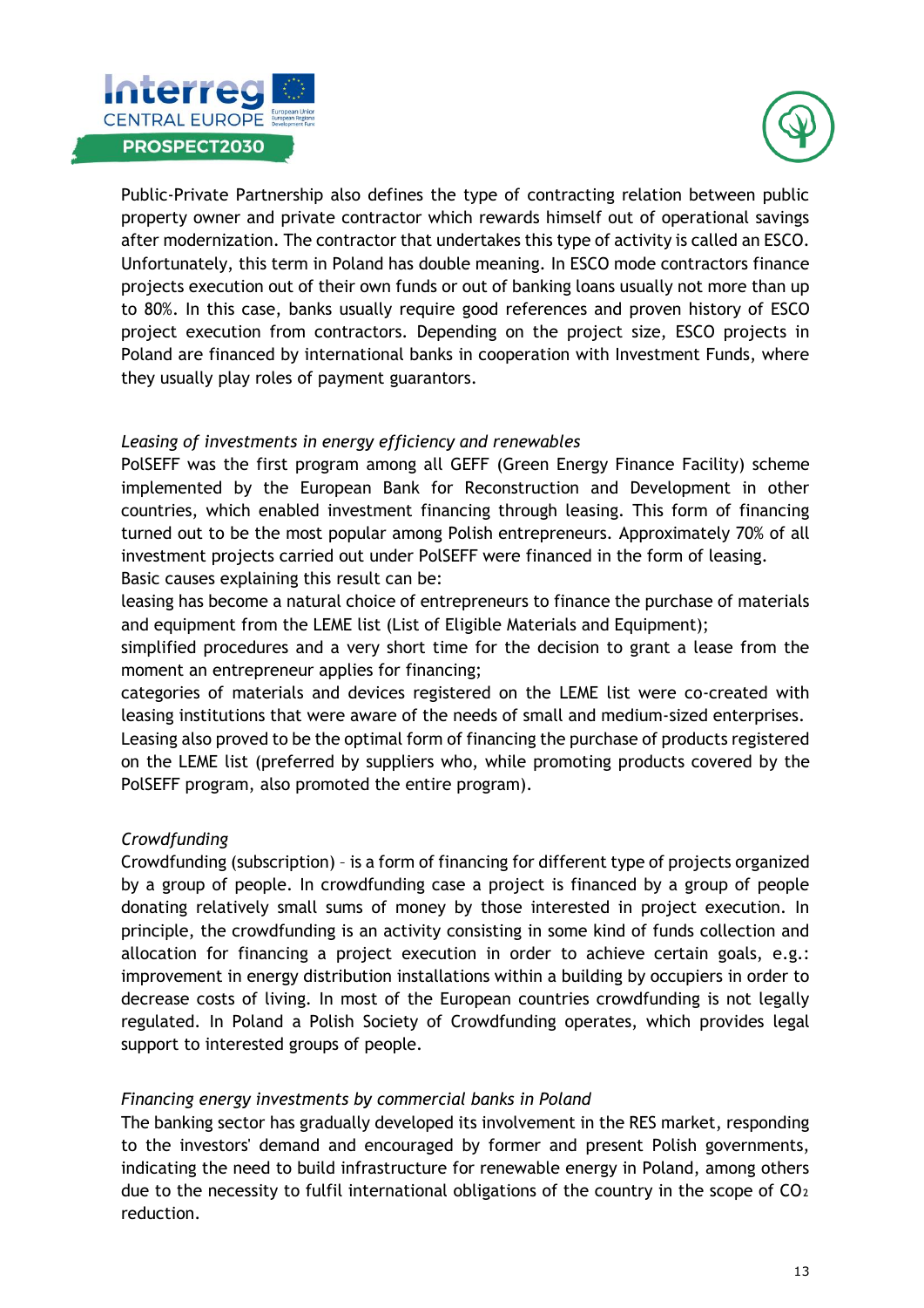Public-Private Partnership also defines the type of contracting relation between public property owner and private contractor which rewards himself out of operational savings after modernization. The contractor that undertakes this type of activity is called an ESCO. Unfortunately, this term in Poland has double meaning. In ESCO mode contractors finance projects execution out of their own funds or out of banking loans usually not more than up to 80%. In this case, banks usually require good references and proven history of ESCO project execution from contractors. Depending on the project size, ESCO projects in Poland are financed by international banks in cooperation with Investment Funds, where they usually play roles of payment guarantors.

*Leasing of investments in energy efficiency and renewables*

PolSEFF was the first program among all GEFF (Green Energy Finance Facility) scheme implemented by the European Bank for Reconstruction and Development in other countries, which enabled investment financing through leasing. This form of financing turned out to be the most popular among Polish entrepreneurs. Approximately 70% of all investment projects carried out under PolSEFF were financed in the form of leasing.
Basic causes explaining this result can be:
leasing has become a natural choice of entrepreneurs to finance the purchase of materials and equipment from the LEME list (List of Eligible Materials and Equipment);
simplified procedures and a very short time for the decision to grant a lease from the moment an entrepreneur applies for financing;
categories of materials and devices registered on the LEME list were co-created with leasing institutions that were aware of the needs of small and medium-sized enterprises.
Leasing also proved to be the optimal form of financing the purchase of products registered on the LEME list (preferred by suppliers who, while promoting products covered by the PolSEFF program, also promoted the entire program).

*Crowdfunding*

Crowdfunding (subscription) – is a form of financing for different type of projects organized by a group of people. In crowdfunding case a project is financed by a group of people donating relatively small sums of money by those interested in project execution. In principle, the crowdfunding is an activity consisting in some kind of funds collection and allocation for financing a project execution in order to achieve certain goals, e.g.: improvement in energy distribution installations within a building by occupiers in order to decrease costs of living. In most of the European countries crowdfunding is not legally regulated. In Poland a Polish Society of Crowdfunding operates, which provides legal support to interested groups of people.

*Financing energy investments by commercial banks in Poland*

The banking sector has gradually developed its involvement in the RES market, responding to the investors' demand and encouraged by former and present Polish governments, indicating the need to build infrastructure for renewable energy in Poland, among others due to the necessity to fulfil international obligations of the country in the scope of $CO_2$ reduction.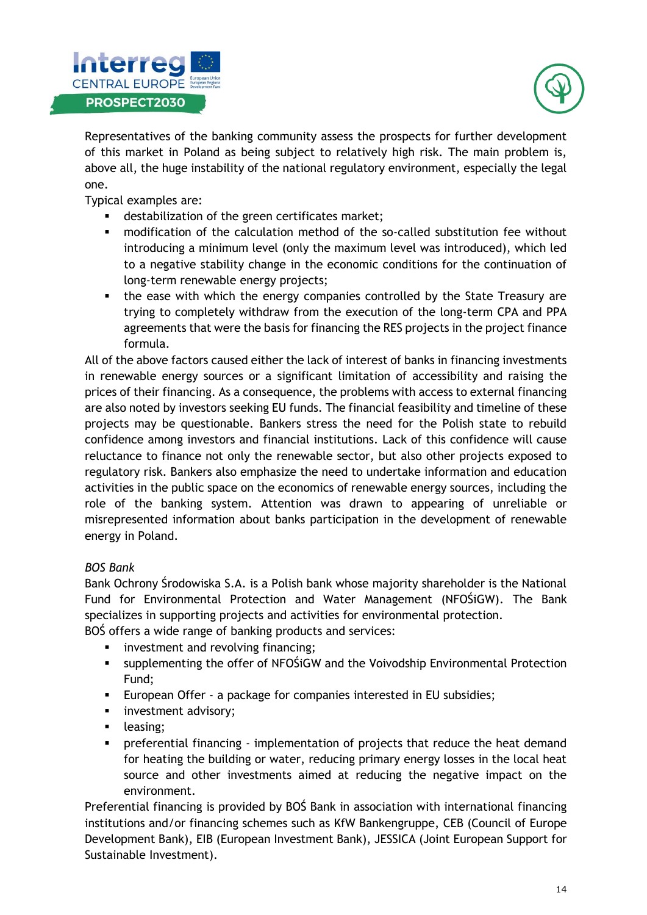Representatives of the banking community assess the prospects for further development of this market in Poland as being subject to relatively high risk. The main problem is, above all, the huge instability of the national regulatory environment, especially the legal one.

Typical examples are:

- destabilization of the green certificates market;
- modification of the calculation method of the so-called substitution fee without introducing a minimum level (only the maximum level was introduced), which led to a negative stability change in the economic conditions for the continuation of long-term renewable energy projects;
- the ease with which the energy companies controlled by the State Treasury are trying to completely withdraw from the execution of the long-term CPA and PPA agreements that were the basis for financing the RES projects in the project finance formula.

All of the above factors caused either the lack of interest of banks in financing investments in renewable energy sources or a significant limitation of accessibility and raising the prices of their financing. As a consequence, the problems with access to external financing are also noted by investors seeking EU funds. The financial feasibility and timeline of these projects may be questionable. Bankers stress the need for the Polish state to rebuild confidence among investors and financial institutions. Lack of this confidence will cause reluctance to finance not only the renewable sector, but also other projects exposed to regulatory risk. Bankers also emphasize the need to undertake information and education activities in the public space on the economics of renewable energy sources, including the role of the banking system. Attention was drawn to appearing of unreliable or misrepresented information about banks participation in the development of renewable energy in Poland.

*BOS Bank*

Bank Ochrony Środowiska S.A. is a Polish bank whose majority shareholder is the National Fund for Environmental Protection and Water Management (NFOŚiGW). The Bank specializes in supporting projects and activities for environmental protection.

BOŚ offers a wide range of banking products and services:

- investment and revolving financing;
- supplementing the offer of NFOŚiGW and the Voivodship Environmental Protection Fund;
- European Offer - a package for companies interested in EU subsidies;
- investment advisory;
- leasing;
- preferential financing - implementation of projects that reduce the heat demand for heating the building or water, reducing primary energy losses in the local heat source and other investments aimed at reducing the negative impact on the environment.

Preferential financing is provided by BOŚ Bank in association with international financing institutions and/or financing schemes such as KfW Bankengruppe, CEB (Council of Europe Development Bank), EIB (European Investment Bank), JESSICA (Joint European Support for Sustainable Investment).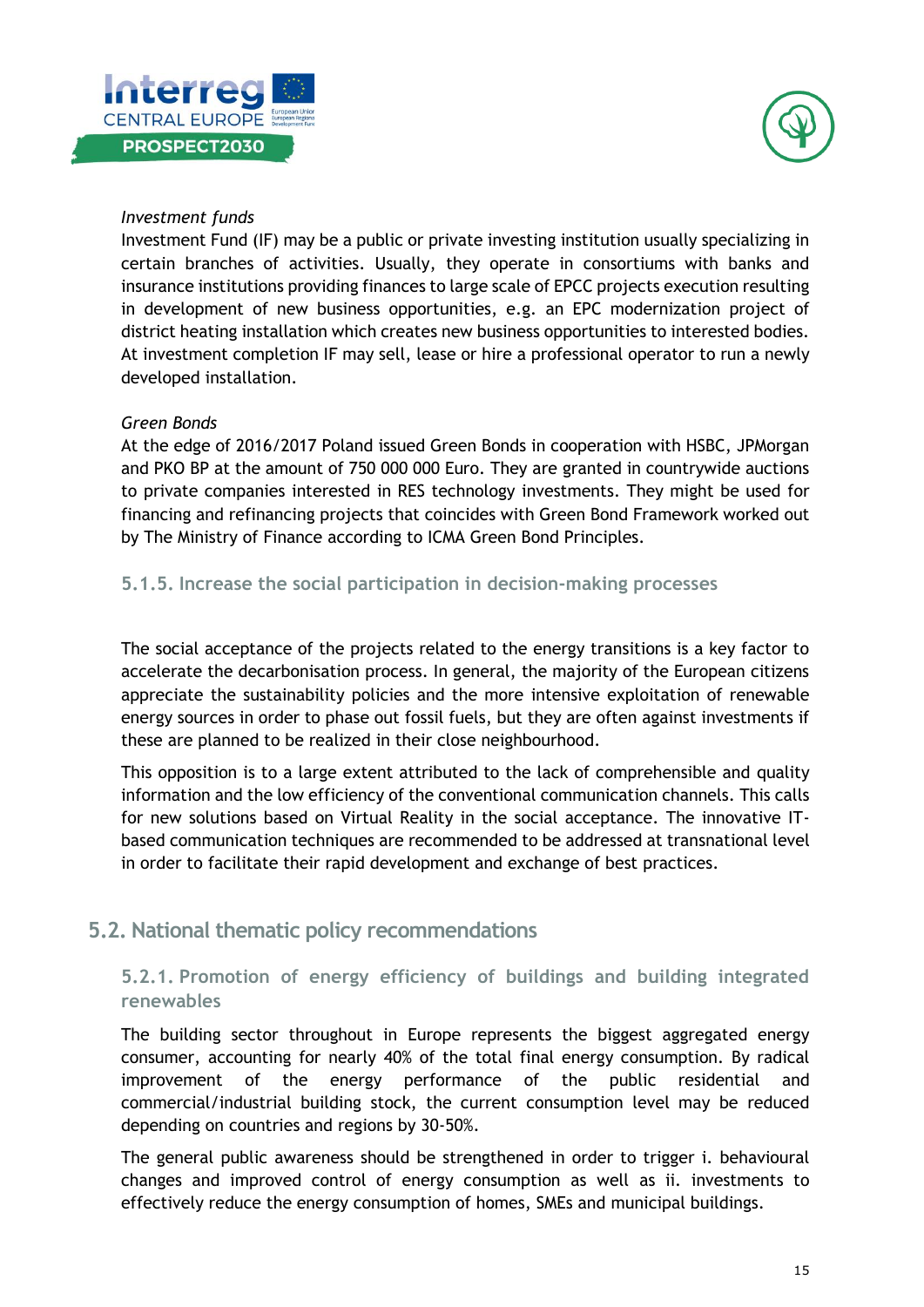*Investment funds*

Investment Fund (IF) may be a public or private investing institution usually specializing in certain branches of activities. Usually, they operate in consortiums with banks and insurance institutions providing finances to large scale of EPCC projects execution resulting in development of new business opportunities, e.g. an EPC modernization project of district heating installation which creates new business opportunities to interested bodies. At investment completion IF may sell, lease or hire a professional operator to run a newly developed installation.

*Green Bonds*

At the edge of 2016/2017 Poland issued Green Bonds in cooperation with HSBC, JPMorgan and PKO BP at the amount of 750 000 000 Euro. They are granted in countrywide auctions to private companies interested in RES technology investments. They might be used for financing and refinancing projects that coincides with Green Bond Framework worked out by The Ministry of Finance according to ICMA Green Bond Principles.

### 5.1.5. Increase the social participation in decision-making processes

The social acceptance of the projects related to the energy transitions is a key factor to accelerate the decarbonisation process. In general, the majority of the European citizens appreciate the sustainability policies and the more intensive exploitation of renewable energy sources in order to phase out fossil fuels, but they are often against investments if these are planned to be realized in their close neighbourhood.

This opposition is to a large extent attributed to the lack of comprehensible and quality information and the low efficiency of the conventional communication channels. This calls for new solutions based on Virtual Reality in the social acceptance. The innovative IT-based communication techniques are recommended to be addressed at transnational level in order to facilitate their rapid development and exchange of best practices.

## 5.2. National thematic policy recommendations

### 5.2.1. Promotion of energy efficiency of buildings and building integrated renewables

The building sector throughout in Europe represents the biggest aggregated energy consumer, accounting for nearly 40% of the total final energy consumption. By radical improvement of the energy performance of the public residential and commercial/industrial building stock, the current consumption level may be reduced depending on countries and regions by 30-50%.

The general public awareness should be strengthened in order to trigger i. behavioural changes and improved control of energy consumption as well as ii. investments to effectively reduce the energy consumption of homes, SMEs and municipal buildings.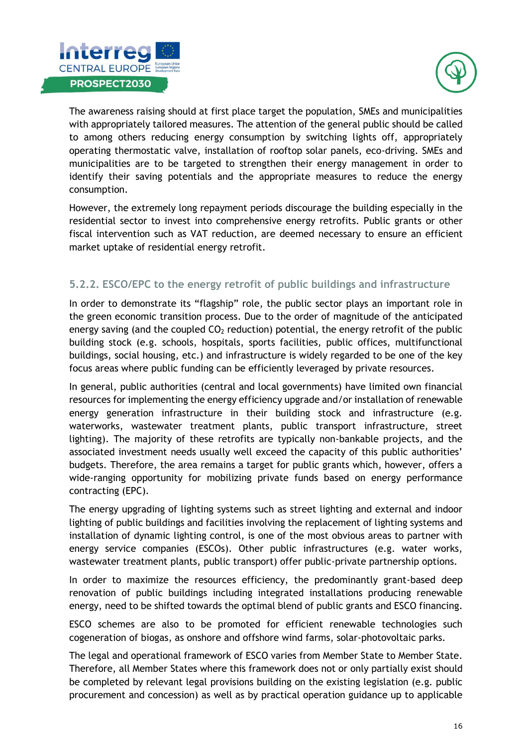The awareness raising should at first place target the population, SMEs and municipalities with appropriately tailored measures. The attention of the general public should be called to among others reducing energy consumption by switching lights off, appropriately operating thermostatic valve, installation of rooftop solar panels, eco-driving. SMEs and municipalities are to be targeted to strengthen their energy management in order to identify their saving potentials and the appropriate measures to reduce the energy consumption.

However, the extremely long repayment periods discourage the building especially in the residential sector to invest into comprehensive energy retrofits. Public grants or other fiscal intervention such as VAT reduction, are deemed necessary to ensure an efficient market uptake of residential energy retrofit.

### 5.2.2. ESCO/EPC to the energy retrofit of public buildings and infrastructure

In order to demonstrate its "flagship" role, the public sector plays an important role in the green economic transition process. Due to the order of magnitude of the anticipated energy saving (and the coupled $CO_2$ reduction) potential, the energy retrofit of the public building stock (e.g. schools, hospitals, sports facilities, public offices, multifunctional buildings, social housing, etc.) and infrastructure is widely regarded to be one of the key focus areas where public funding can be efficiently leveraged by private resources.

In general, public authorities (central and local governments) have limited own financial resources for implementing the energy efficiency upgrade and/or installation of renewable energy generation infrastructure in their building stock and infrastructure (e.g. waterworks, wastewater treatment plants, public transport infrastructure, street lighting). The majority of these retrofits are typically non-bankable projects, and the associated investment needs usually well exceed the capacity of this public authorities' budgets. Therefore, the area remains a target for public grants which, however, offers a wide-ranging opportunity for mobilizing private funds based on energy performance contracting (EPC).

The energy upgrading of lighting systems such as street lighting and external and indoor lighting of public buildings and facilities involving the replacement of lighting systems and installation of dynamic lighting control, is one of the most obvious areas to partner with energy service companies (ESCOs). Other public infrastructures (e.g. water works, wastewater treatment plants, public transport) offer public-private partnership options.

In order to maximize the resources efficiency, the predominantly grant-based deep renovation of public buildings including integrated installations producing renewable energy, need to be shifted towards the optimal blend of public grants and ESCO financing.

ESCO schemes are also to be promoted for efficient renewable technologies such cogeneration of biogas, as onshore and offshore wind farms, solar-photovoltaic parks.

The legal and operational framework of ESCO varies from Member State to Member State. Therefore, all Member States where this framework does not or only partially exist should be completed by relevant legal provisions building on the existing legislation (e.g. public procurement and concession) as well as by practical operation guidance up to applicable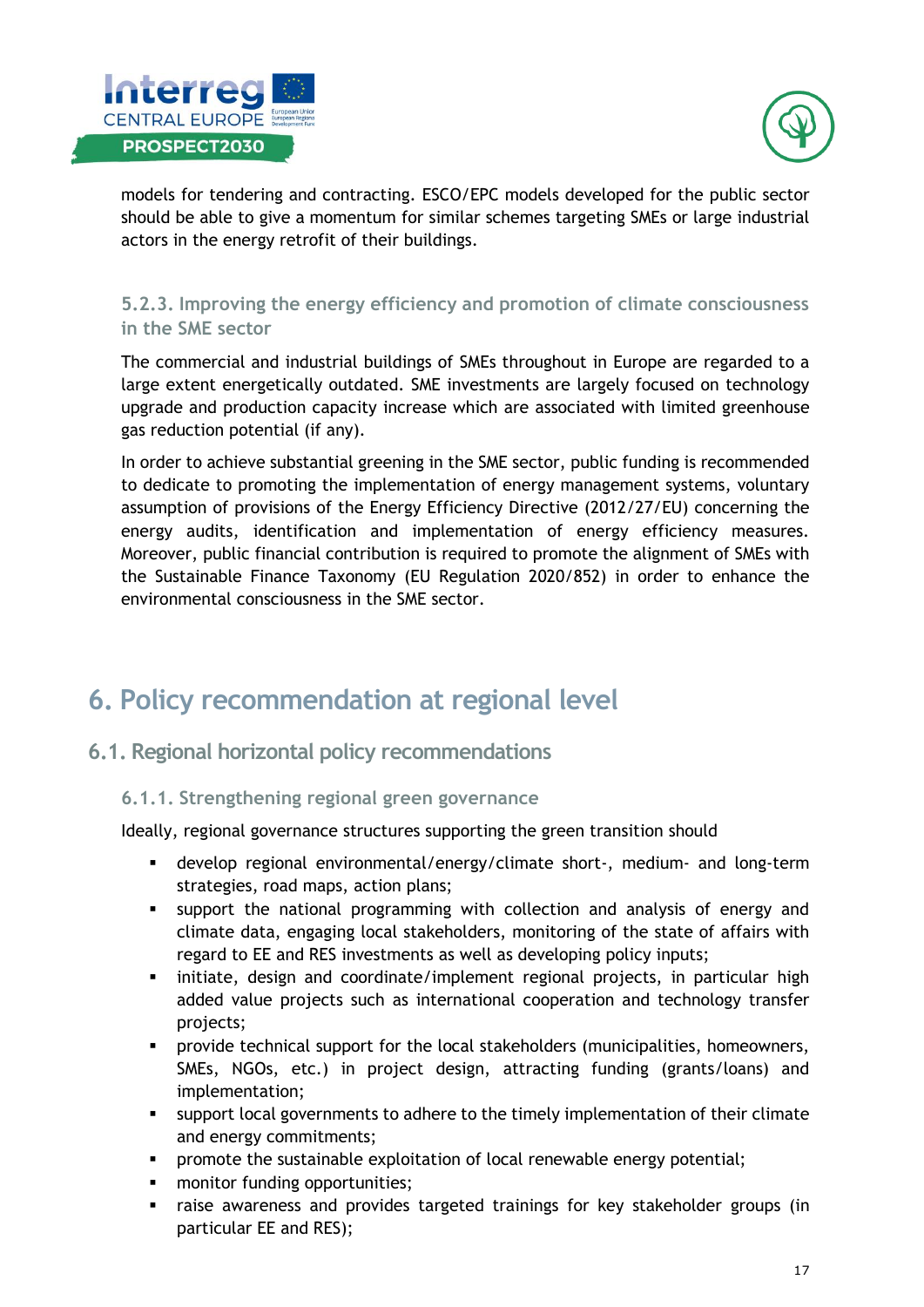models for tendering and contracting. ESCO/EPC models developed for the public sector should be able to give a momentum for similar schemes targeting SMEs or large industrial actors in the energy retrofit of their buildings.

#### 5.2.3. Improving the energy efficiency and promotion of climate consciousness in the SME sector

The commercial and industrial buildings of SMEs throughout in Europe are regarded to a large extent energetically outdated. SME investments are largely focused on technology upgrade and production capacity increase which are associated with limited greenhouse gas reduction potential (if any).

In order to achieve substantial greening in the SME sector, public funding is recommended to dedicate to promoting the implementation of energy management systems, voluntary assumption of provisions of the Energy Efficiency Directive (2012/27/EU) concerning the energy audits, identification and implementation of energy efficiency measures. Moreover, public financial contribution is required to promote the alignment of SMEs with the Sustainable Finance Taxonomy (EU Regulation 2020/852) in order to enhance the environmental consciousness in the SME sector.

# 6. Policy recommendation at regional level

## 6.1. Regional horizontal policy recommendations

#### 6.1.1. Strengthening regional green governance

Ideally, regional governance structures supporting the green transition should

- develop regional environmental/energy/climate short-, medium- and long-term strategies, road maps, action plans;
- support the national programming with collection and analysis of energy and climate data, engaging local stakeholders, monitoring of the state of affairs with regard to EE and RES investments as well as developing policy inputs;
- initiate, design and coordinate/implement regional projects, in particular high added value projects such as international cooperation and technology transfer projects;
- provide technical support for the local stakeholders (municipalities, homeowners, SMEs, NGOs, etc.) in project design, attracting funding (grants/loans) and implementation;
- support local governments to adhere to the timely implementation of their climate and energy commitments;
- promote the sustainable exploitation of local renewable energy potential;
- monitor funding opportunities;
- raise awareness and provides targeted trainings for key stakeholder groups (in particular EE and RES);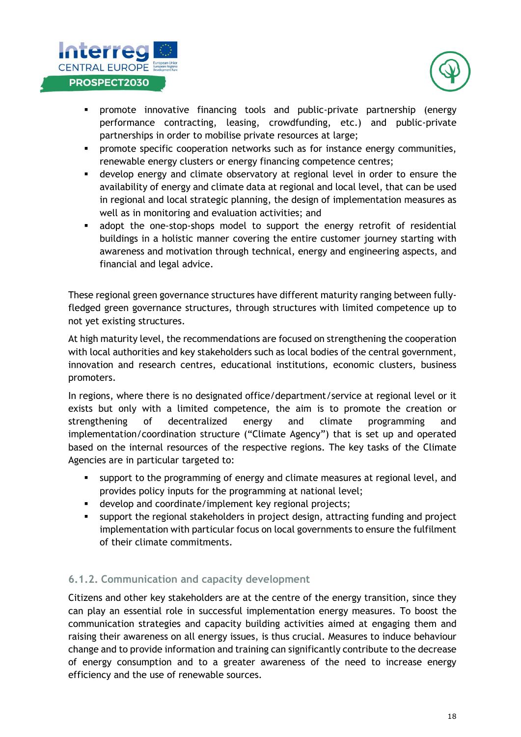- promote innovative financing tools and public-private partnership (energy performance contracting, leasing, crowdfunding, etc.) and public-private partnerships in order to mobilise private resources at large;
- promote specific cooperation networks such as for instance energy communities, renewable energy clusters or energy financing competence centres;
- develop energy and climate observatory at regional level in order to ensure the availability of energy and climate data at regional and local level, that can be used in regional and local strategic planning, the design of implementation measures as well as in monitoring and evaluation activities; and
- adopt the one-stop-shops model to support the energy retrofit of residential buildings in a holistic manner covering the entire customer journey starting with awareness and motivation through technical, energy and engineering aspects, and financial and legal advice.

These regional green governance structures have different maturity ranging between fully-fledged green governance structures, through structures with limited competence up to not yet existing structures.

At high maturity level, the recommendations are focused on strengthening the cooperation with local authorities and key stakeholders such as local bodies of the central government, innovation and research centres, educational institutions, economic clusters, business promoters.

In regions, where there is no designated office/department/service at regional level or it exists but only with a limited competence, the aim is to promote the creation or strengthening of decentralized energy and climate programming and implementation/coordination structure ("Climate Agency") that is set up and operated based on the internal resources of the respective regions. The key tasks of the Climate Agencies are in particular targeted to:

- support to the programming of energy and climate measures at regional level, and provides policy inputs for the programming at national level;
- develop and coordinate/implement key regional projects;
- support the regional stakeholders in project design, attracting funding and project implementation with particular focus on local governments to ensure the fulfilment of their climate commitments.

### 6.1.2. Communication and capacity development

Citizens and other key stakeholders are at the centre of the energy transition, since they can play an essential role in successful implementation energy measures. To boost the communication strategies and capacity building activities aimed at engaging them and raising their awareness on all energy issues, is thus crucial. Measures to induce behaviour change and to provide information and training can significantly contribute to the decrease of energy consumption and to a greater awareness of the need to increase energy efficiency and the use of renewable sources.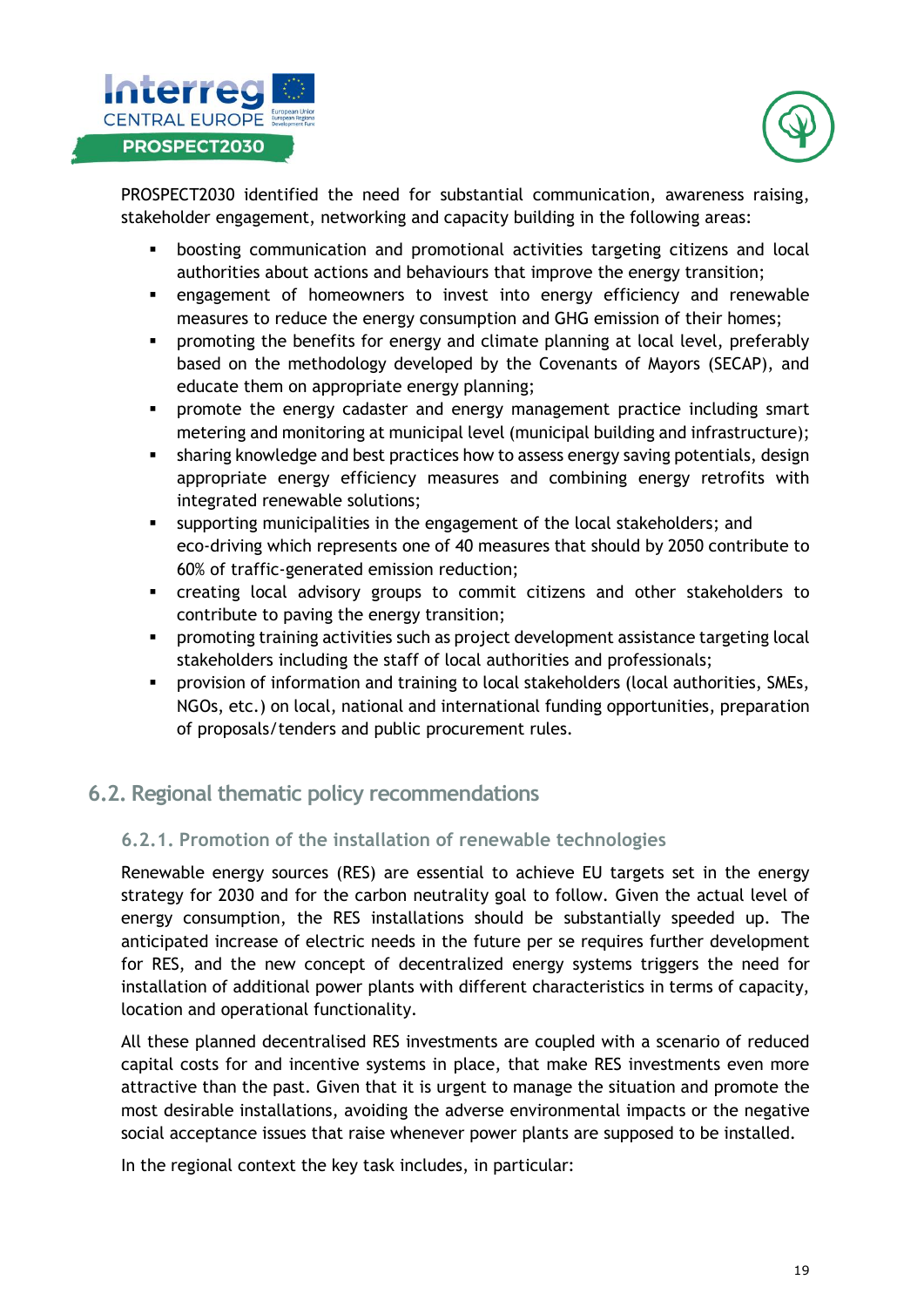PROSPECT2030 identified the need for substantial communication, awareness raising, stakeholder engagement, networking and capacity building in the following areas:

- boosting communication and promotional activities targeting citizens and local authorities about actions and behaviours that improve the energy transition;
- engagement of homeowners to invest into energy efficiency and renewable measures to reduce the energy consumption and GHG emission of their homes;
- promoting the benefits for energy and climate planning at local level, preferably based on the methodology developed by the Covenants of Mayors (SECAP), and educate them on appropriate energy planning;
- promote the energy cadaster and energy management practice including smart metering and monitoring at municipal level (municipal building and infrastructure);
- sharing knowledge and best practices how to assess energy saving potentials, design appropriate energy efficiency measures and combining energy retrofits with integrated renewable solutions;
- supporting municipalities in the engagement of the local stakeholders; and eco-driving which represents one of 40 measures that should by 2050 contribute to 60% of traffic-generated emission reduction;
- creating local advisory groups to commit citizens and other stakeholders to contribute to paving the energy transition;
- promoting training activities such as project development assistance targeting local stakeholders including the staff of local authorities and professionals;
- provision of information and training to local stakeholders (local authorities, SMEs, NGOs, etc.) on local, national and international funding opportunities, preparation of proposals/tenders and public procurement rules.

## 6.2. Regional thematic policy recommendations

### 6.2.1. Promotion of the installation of renewable technologies

Renewable energy sources (RES) are essential to achieve EU targets set in the energy strategy for 2030 and for the carbon neutrality goal to follow. Given the actual level of energy consumption, the RES installations should be substantially speeded up. The anticipated increase of electric needs in the future per se requires further development for RES, and the new concept of decentralized energy systems triggers the need for installation of additional power plants with different characteristics in terms of capacity, location and operational functionality.

All these planned decentralised RES investments are coupled with a scenario of reduced capital costs for and incentive systems in place, that make RES investments even more attractive than the past. Given that it is urgent to manage the situation and promote the most desirable installations, avoiding the adverse environmental impacts or the negative social acceptance issues that raise whenever power plants are supposed to be installed.

In the regional context the key task includes, in particular: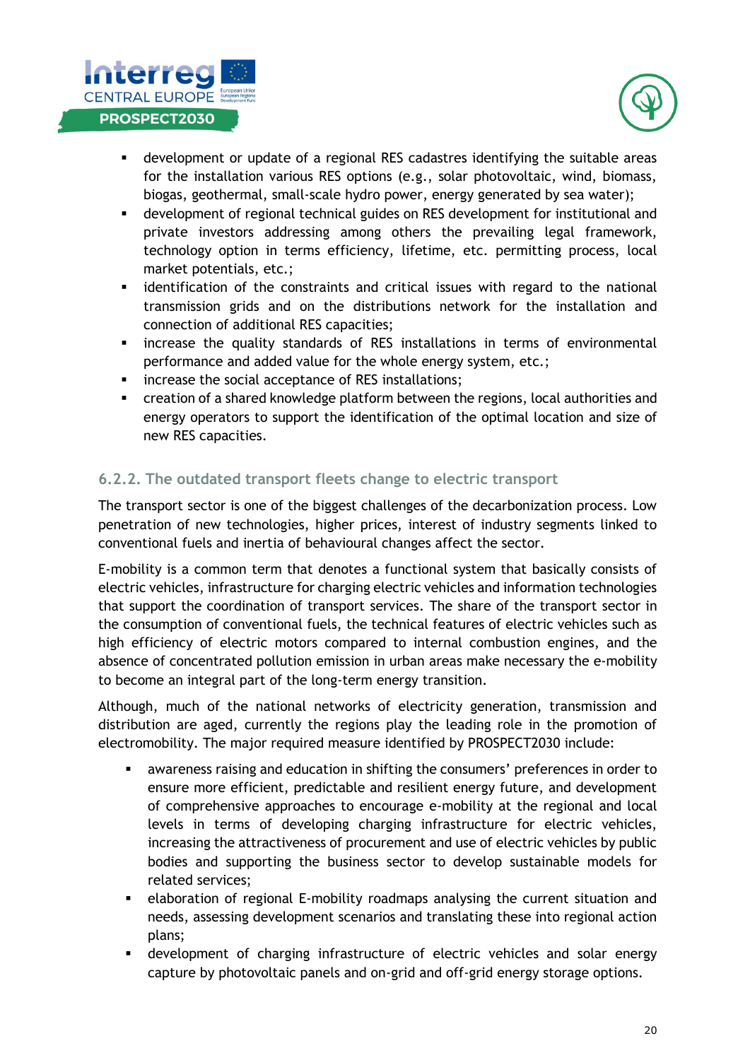- development or update of a regional RES cadastres identifying the suitable areas for the installation various RES options (e.g., solar photovoltaic, wind, biomass, biogas, geothermal, small-scale hydro power, energy generated by sea water);
- development of regional technical guides on RES development for institutional and private investors addressing among others the prevailing legal framework, technology option in terms efficiency, lifetime, etc. permitting process, local market potentials, etc.;
- identification of the constraints and critical issues with regard to the national transmission grids and on the distributions network for the installation and connection of additional RES capacities;
- increase the quality standards of RES installations in terms of environmental performance and added value for the whole energy system, etc.;
- increase the social acceptance of RES installations;
- creation of a shared knowledge platform between the regions, local authorities and energy operators to support the identification of the optimal location and size of new RES capacities.

### 6.2.2. The outdated transport fleets change to electric transport

The transport sector is one of the biggest challenges of the decarbonization process. Low penetration of new technologies, higher prices, interest of industry segments linked to conventional fuels and inertia of behavioural changes affect the sector.

E-mobility is a common term that denotes a functional system that basically consists of electric vehicles, infrastructure for charging electric vehicles and information technologies that support the coordination of transport services. The share of the transport sector in the consumption of conventional fuels, the technical features of electric vehicles such as high efficiency of electric motors compared to internal combustion engines, and the absence of concentrated pollution emission in urban areas make necessary the e-mobility to become an integral part of the long-term energy transition.

Although, much of the national networks of electricity generation, transmission and distribution are aged, currently the regions play the leading role in the promotion of electromobility. The major required measure identified by PROSPECT2030 include:

- awareness raising and education in shifting the consumers' preferences in order to ensure more efficient, predictable and resilient energy future, and development of comprehensive approaches to encourage e-mobility at the regional and local levels in terms of developing charging infrastructure for electric vehicles, increasing the attractiveness of procurement and use of electric vehicles by public bodies and supporting the business sector to develop sustainable models for related services;
- elaboration of regional E-mobility roadmaps analysing the current situation and needs, assessing development scenarios and translating these into regional action plans;
- development of charging infrastructure of electric vehicles and solar energy capture by photovoltaic panels and on-grid and off-grid energy storage options.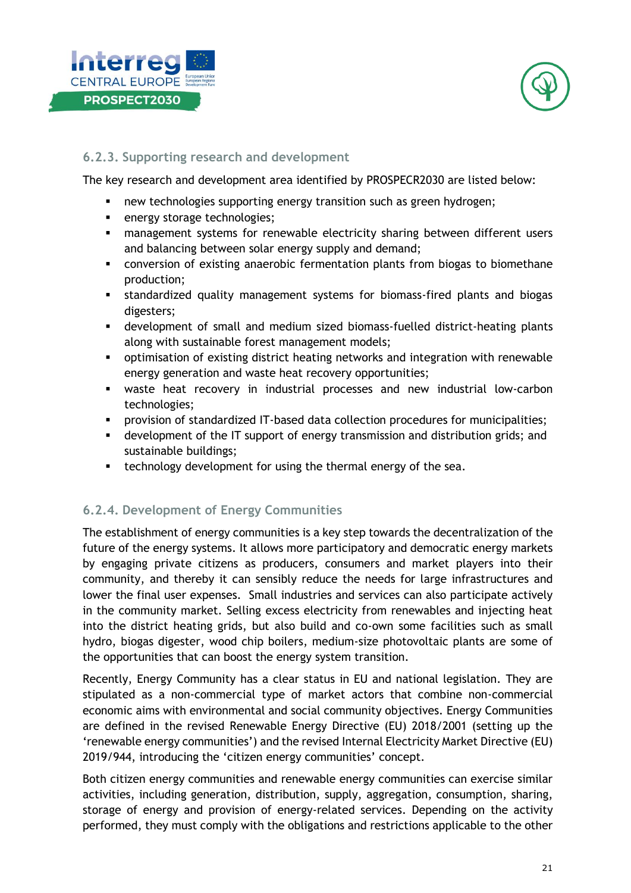### 6.2.3. Supporting research and development

The key research and development area identified by PROSPECR2030 are listed below:

- new technologies supporting energy transition such as green hydrogen;
- energy storage technologies;
- management systems for renewable electricity sharing between different users and balancing between solar energy supply and demand;
- conversion of existing anaerobic fermentation plants from biogas to biomethane production;
- standardized quality management systems for biomass-fired plants and biogas digesters;
- development of small and medium sized biomass-fuelled district-heating plants along with sustainable forest management models;
- optimisation of existing district heating networks and integration with renewable energy generation and waste heat recovery opportunities;
- waste heat recovery in industrial processes and new industrial low-carbon technologies;
- provision of standardized IT-based data collection procedures for municipalities;
- development of the IT support of energy transmission and distribution grids; and sustainable buildings;
- technology development for using the thermal energy of the sea.

### 6.2.4. Development of Energy Communities

The establishment of energy communities is a key step towards the decentralization of the future of the energy systems. It allows more participatory and democratic energy markets by engaging private citizens as producers, consumers and market players into their community, and thereby it can sensibly reduce the needs for large infrastructures and lower the final user expenses. Small industries and services can also participate actively in the community market. Selling excess electricity from renewables and injecting heat into the district heating grids, but also build and co-own some facilities such as small hydro, biogas digester, wood chip boilers, medium-size photovoltaic plants are some of the opportunities that can boost the energy system transition.

Recently, Energy Community has a clear status in EU and national legislation. They are stipulated as a non-commercial type of market actors that combine non-commercial economic aims with environmental and social community objectives. Energy Communities are defined in the revised Renewable Energy Directive (EU) 2018/2001 (setting up the 'renewable energy communities') and the revised Internal Electricity Market Directive (EU) 2019/944, introducing the 'citizen energy communities' concept.

Both citizen energy communities and renewable energy communities can exercise similar activities, including generation, distribution, supply, aggregation, consumption, sharing, storage of energy and provision of energy-related services. Depending on the activity performed, they must comply with the obligations and restrictions applicable to the other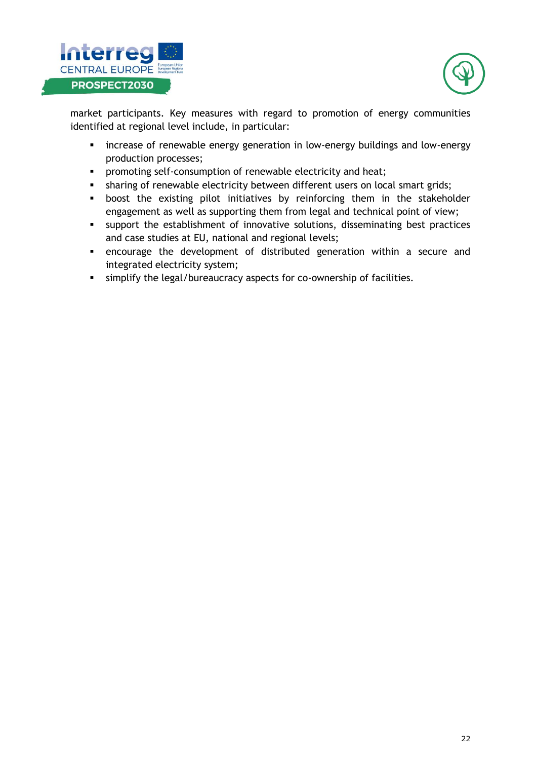market participants. Key measures with regard to promotion of energy communities identified at regional level include, in particular:

- increase of renewable energy generation in low-energy buildings and low-energy production processes;
- promoting self-consumption of renewable electricity and heat;
- sharing of renewable electricity between different users on local smart grids;
- boost the existing pilot initiatives by reinforcing them in the stakeholder engagement as well as supporting them from legal and technical point of view;
- support the establishment of innovative solutions, disseminating best practices and case studies at EU, national and regional levels;
- encourage the development of distributed generation within a secure and integrated electricity system;
- simplify the legal/bureaucracy aspects for co-ownership of facilities.